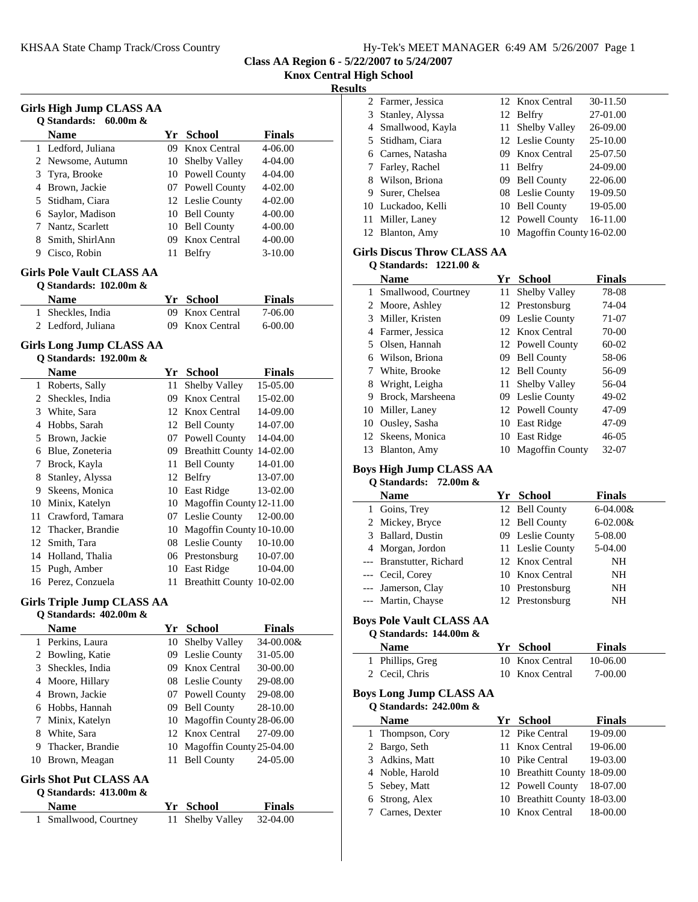# Class AA Region 6 - 5/22/2007 to 5/24/2007

## Knox Central High School

### Results

#### Girls High Jump CLASS AA

Q Standards: 60.00m &

| | Name | Yr | School | Finals |
|---|---|---|---|---|
| 1 | Ledford, Juliana | 09 | Knox Central | 4-06.00 |
| 2 | Newsome, Autumn | 10 | Shelby Valley | 4-04.00 |
| 3 | Tyra, Brooke | 10 | Powell County | 4-04.00 |
| 4 | Brown, Jackie | 07 | Powell County | 4-02.00 |
| 5 | Stidham, Ciara | 12 | Leslie County | 4-02.00 |
| 6 | Saylor, Madison | 10 | Bell County | 4-00.00 |
| 7 | Nantz, Scarlett | 10 | Bell County | 4-00.00 |
| 8 | Smith, ShirlAnn | 09 | Knox Central | 4-00.00 |
| 9 | Cisco, Robin | 11 | Belfry | 3-10.00 |

#### Girls Pole Vault CLASS AA

Q Standards: 102.00m &

| | Name | Yr | School | Finals |
|---|---|---|---|---|
| 1 | Sheckles, India | 09 | Knox Central | 7-06.00 |
| 2 | Ledford, Juliana | 09 | Knox Central | 6-00.00 |

#### Girls Long Jump CLASS AA

Q Standards: 192.00m &

| | Name | Yr | School | Finals |
|---|---|---|---|---|
| 1 | Roberts, Sally | 11 | Shelby Valley | 15-05.00 |
| 2 | Sheckles, India | 09 | Knox Central | 15-02.00 |
| 3 | White, Sara | 12 | Knox Central | 14-09.00 |
| 4 | Hobbs, Sarah | 12 | Bell County | 14-07.00 |
| 5 | Brown, Jackie | 07 | Powell County | 14-04.00 |
| 6 | Blue, Zoneteria | 09 | Breathitt County | 14-02.00 |
| 7 | Brock, Kayla | 11 | Bell County | 14-01.00 |
| 8 | Stanley, Alyssa | 12 | Belfry | 13-07.00 |
| 9 | Skeens, Monica | 10 | East Ridge | 13-02.00 |
| 10 | Minix, Katelyn | 10 | Magoffin County | 12-11.00 |
| 11 | Crawford, Tamara | 07 | Leslie County | 12-00.00 |
| 12 | Thacker, Brandie | 10 | Magoffin County | 10-10.00 |
| 12 | Smith, Tara | 08 | Leslie County | 10-10.00 |
| 14 | Holland, Thalia | 06 | Prestonsburg | 10-07.00 |
| 15 | Pugh, Amber | 10 | East Ridge | 10-04.00 |
| 16 | Perez, Conzuela | 11 | Breathitt County | 10-02.00 |

#### Girls Triple Jump CLASS AA

Q Standards: 402.00m &

| | Name | Yr | School | Finals |
|---|---|---|---|---|
| 1 | Perkins, Laura | 10 | Shelby Valley | 34-00.00& |
| 2 | Bowling, Katie | 09 | Leslie County | 31-05.00 |
| 3 | Sheckles, India | 09 | Knox Central | 30-00.00 |
| 4 | Moore, Hillary | 08 | Leslie County | 29-08.00 |
| 4 | Brown, Jackie | 07 | Powell County | 29-08.00 |
| 6 | Hobbs, Hannah | 09 | Bell County | 28-10.00 |
| 7 | Minix, Katelyn | 10 | Magoffin County | 28-06.00 |
| 8 | White, Sara | 12 | Knox Central | 27-09.00 |
| 9 | Thacker, Brandie | 10 | Magoffin County | 25-04.00 |
| 10 | Brown, Meagan | 11 | Bell County | 24-05.00 |

#### Girls Shot Put CLASS AA

Q Standards: 413.00m &

| | Name | Yr | School | Finals |
|---|---|---|---|---|
| 1 | Smallwood, Courtney | 11 | Shelby Valley | 32-04.00 |
| 2 | Farmer, Jessica | 12 | Knox Central | 30-11.50 |
| 3 | Stanley, Alyssa | 12 | Belfry | 27-01.00 |
| 4 | Smallwood, Kayla | 11 | Shelby Valley | 26-09.00 |
| 5 | Stidham, Ciara | 12 | Leslie County | 25-10.00 |
| 6 | Carnes, Natasha | 09 | Knox Central | 25-07.50 |
| 7 | Farley, Rachel | 11 | Belfry | 24-09.00 |
| 8 | Wilson, Briona | 09 | Bell County | 22-06.00 |
| 9 | Surer, Chelsea | 08 | Leslie County | 19-09.50 |
| 10 | Luckadoo, Kelli | 10 | Bell County | 19-05.00 |
| 11 | Miller, Laney | 12 | Powell County | 16-11.00 |
| 12 | Blanton, Amy | 10 | Magoffin County | 16-02.00 |

#### Girls Discus Throw CLASS AA

Q Standards: 1221.00 &

| | Name | Yr | School | Finals |
|---|---|---|---|---|
| 1 | Smallwood, Courtney | 11 | Shelby Valley | 78-08 |
| 2 | Moore, Ashley | 12 | Prestonsburg | 74-04 |
| 3 | Miller, Kristen | 09 | Leslie County | 71-07 |
| 4 | Farmer, Jessica | 12 | Knox Central | 70-00 |
| 5 | Olsen, Hannah | 12 | Powell County | 60-02 |
| 6 | Wilson, Briona | 09 | Bell County | 58-06 |
| 7 | White, Brooke | 12 | Bell County | 56-09 |
| 8 | Wright, Leigha | 11 | Shelby Valley | 56-04 |
| 9 | Brock, Marsheena | 09 | Leslie County | 49-02 |
| 10 | Miller, Laney | 12 | Powell County | 47-09 |
| 10 | Ousley, Sasha | 10 | East Ridge | 47-09 |
| 12 | Skeens, Monica | 10 | East Ridge | 46-05 |
| 13 | Blanton, Amy | 10 | Magoffin County | 32-07 |

#### Boys High Jump CLASS AA

Q Standards: 72.00m &

| | Name | Yr | School | Finals |
|---|---|---|---|---|
| 1 | Goins, Trey | 12 | Bell County | 6-04.00& |
| 2 | Mickey, Bryce | 12 | Bell County | 6-02.00& |
| 3 | Ballard, Dustin | 09 | Leslie County | 5-08.00 |
| 4 | Morgan, Jordon | 11 | Leslie County | 5-04.00 |
| --- | Branstutter, Richard | 12 | Knox Central | NH |
| --- | Cecil, Corey | 10 | Knox Central | NH |
| --- | Jamerson, Clay | 10 | Prestonsburg | NH |
| --- | Martin, Chayse | 12 | Prestonsburg | NH |

#### Boys Pole Vault CLASS AA

Q Standards: 144.00m &

| | Name | Yr | School | Finals |
|---|---|---|---|---|
| 1 | Phillips, Greg | 10 | Knox Central | 10-06.00 |
| 2 | Cecil, Chris | 10 | Knox Central | 7-00.00 |

#### Boys Long Jump CLASS AA

Q Standards: 242.00m &

| | Name | Yr | School | Finals |
|---|---|---|---|---|
| 1 | Thompson, Cory | 12 | Pike Central | 19-09.00 |
| 2 | Bargo, Seth | 11 | Knox Central | 19-06.00 |
| 3 | Adkins, Matt | 10 | Pike Central | 19-03.00 |
| 4 | Noble, Harold | 10 | Breathitt County | 18-09.00 |
| 5 | Sebey, Matt | 12 | Powell County | 18-07.00 |
| 6 | Strong, Alex | 10 | Breathitt County | 18-03.00 |
| 7 | Carnes, Dexter | 10 | Knox Central | 18-00.00 |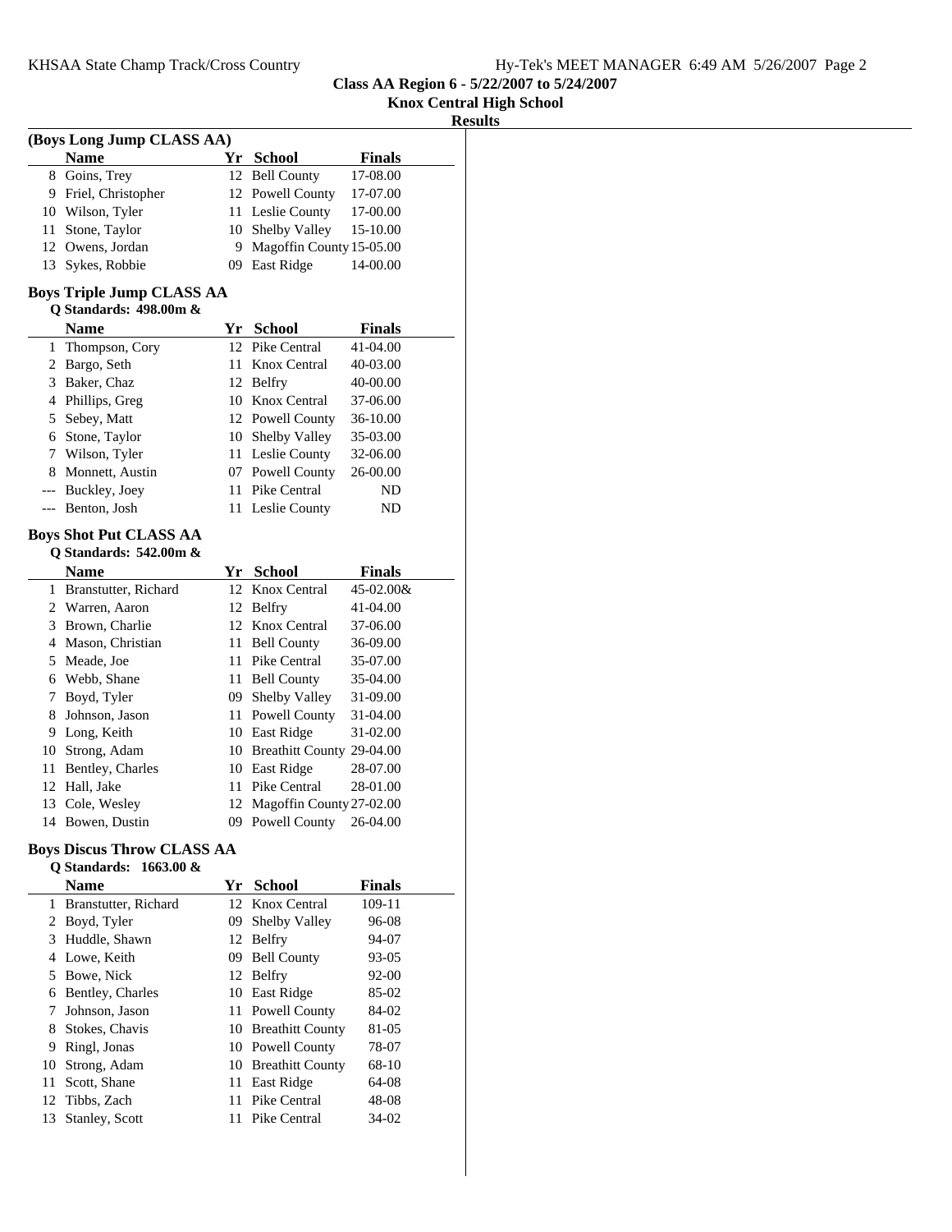**Class AA Region 6 - 5/22/2007 to 5/24/2007**

**Knox Central High School**

**Results**

### (Boys Long Jump CLASS AA)

| | Name | Yr | School | Finals |
|---|---|---|---|---|
| 8 | Goins, Trey | 12 | Bell County | 17-08.00 |
| 9 | Friel, Christopher | 12 | Powell County | 17-07.00 |
| 10 | Wilson, Tyler | 11 | Leslie County | 17-00.00 |
| 11 | Stone, Taylor | 10 | Shelby Valley | 15-10.00 |
| 12 | Owens, Jordan | 9 | Magoffin County | 15-05.00 |
| 13 | Sykes, Robbie | 09 | East Ridge | 14-00.00 |

### Boys Triple Jump CLASS AA

**Q Standards: 498.00m &**

| | Name | Yr | School | Finals |
|---|---|---|---|---|
| 1 | Thompson, Cory | 12 | Pike Central | 41-04.00 |
| 2 | Bargo, Seth | 11 | Knox Central | 40-03.00 |
| 3 | Baker, Chaz | 12 | Belfry | 40-00.00 |
| 4 | Phillips, Greg | 10 | Knox Central | 37-06.00 |
| 5 | Sebey, Matt | 12 | Powell County | 36-10.00 |
| 6 | Stone, Taylor | 10 | Shelby Valley | 35-03.00 |
| 7 | Wilson, Tyler | 11 | Leslie County | 32-06.00 |
| 8 | Monnett, Austin | 07 | Powell County | 26-00.00 |
| --- | Buckley, Joey | 11 | Pike Central | ND |
| --- | Benton, Josh | 11 | Leslie County | ND |

### Boys Shot Put CLASS AA

**Q Standards: 542.00m &**

| | Name | Yr | School | Finals |
|---|---|---|---|---|
| 1 | Branstutter, Richard | 12 | Knox Central | 45-02.00& |
| 2 | Warren, Aaron | 12 | Belfry | 41-04.00 |
| 3 | Brown, Charlie | 12 | Knox Central | 37-06.00 |
| 4 | Mason, Christian | 11 | Bell County | 36-09.00 |
| 5 | Meade, Joe | 11 | Pike Central | 35-07.00 |
| 6 | Webb, Shane | 11 | Bell County | 35-04.00 |
| 7 | Boyd, Tyler | 09 | Shelby Valley | 31-09.00 |
| 8 | Johnson, Jason | 11 | Powell County | 31-04.00 |
| 9 | Long, Keith | 10 | East Ridge | 31-02.00 |
| 10 | Strong, Adam | 10 | Breathitt County | 29-04.00 |
| 11 | Bentley, Charles | 10 | East Ridge | 28-07.00 |
| 12 | Hall, Jake | 11 | Pike Central | 28-01.00 |
| 13 | Cole, Wesley | 12 | Magoffin County | 27-02.00 |
| 14 | Bowen, Dustin | 09 | Powell County | 26-04.00 |

### Boys Discus Throw CLASS AA

**Q Standards: 1663.00 &**

| | Name | Yr | School | Finals |
|---|---|---|---|---|
| 1 | Branstutter, Richard | 12 | Knox Central | 109-11 |
| 2 | Boyd, Tyler | 09 | Shelby Valley | 96-08 |
| 3 | Huddle, Shawn | 12 | Belfry | 94-07 |
| 4 | Lowe, Keith | 09 | Bell County | 93-05 |
| 5 | Bowe, Nick | 12 | Belfry | 92-00 |
| 6 | Bentley, Charles | 10 | East Ridge | 85-02 |
| 7 | Johnson, Jason | 11 | Powell County | 84-02 |
| 8 | Stokes, Chavis | 10 | Breathitt County | 81-05 |
| 9 | Ringl, Jonas | 10 | Powell County | 78-07 |
| 10 | Strong, Adam | 10 | Breathitt County | 68-10 |
| 11 | Scott, Shane | 11 | East Ridge | 64-08 |
| 12 | Tibbs, Zach | 11 | Pike Central | 48-08 |
| 13 | Stanley, Scott | 11 | Pike Central | 34-02 |